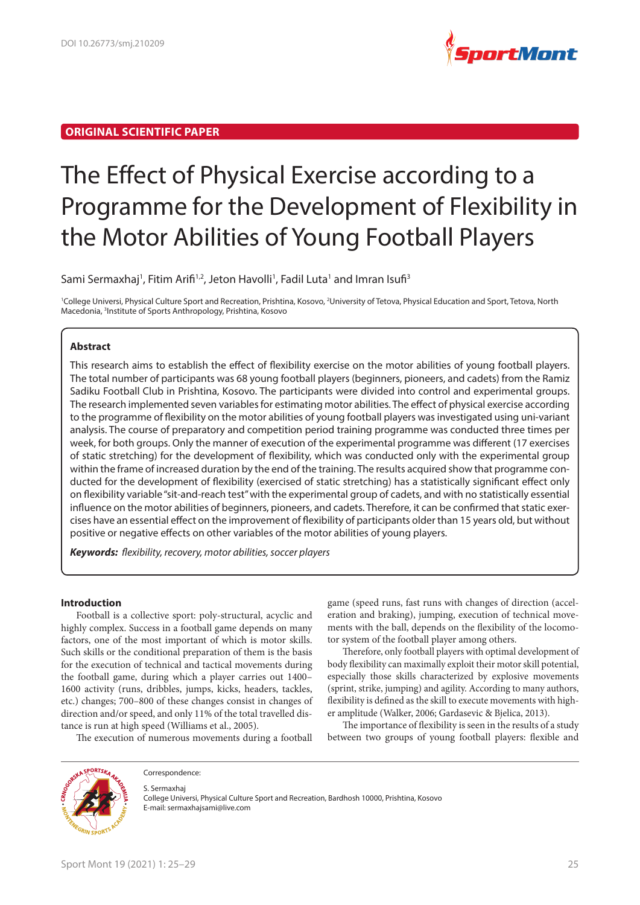DOI 10.26773/smj.210209

**ORIGINAL SCIENTIFIC PAPER**

# The Effect of Physical Exercise according to a Programme for the Development of Flexibility in the Motor Abilities of Young Football Players

Sami Sermaxhaj[1], Fitim Arifi[1,2], Jeton Havolli[1], Fadil Luta[1] and Imran Isufi[3]

[1]College Universi, Physical Culture Sport and Recreation, Prishtina, Kosovo, [2]University of Tetova, Physical Education and Sport, Tetova, North Macedonia, [3]Institute of Sports Anthropology, Prishtina, Kosovo

## Abstract

This research aims to establish the effect of flexibility exercise on the motor abilities of young football players. The total number of participants was 68 young football players (beginners, pioneers, and cadets) from the Ramiz Sadiku Football Club in Prishtina, Kosovo. The participants were divided into control and experimental groups. The research implemented seven variables for estimating motor abilities. The effect of physical exercise according to the programme of flexibility on the motor abilities of young football players was investigated using uni-variant analysis. The course of preparatory and competition period training programme was conducted three times per week, for both groups. Only the manner of execution of the experimental programme was different (17 exercises of static stretching) for the development of flexibility, which was conducted only with the experimental group within the frame of increased duration by the end of the training. The results acquired show that programme conducted for the development of flexibility (exercised of static stretching) has a statistically significant effect only on flexibility variable "sit-and-reach test" with the experimental group of cadets, and with no statistically essential influence on the motor abilities of beginners, pioneers, and cadets. Therefore, it can be confirmed that static exercises have an essential effect on the improvement of flexibility of participants older than 15 years old, but without positive or negative effects on other variables of the motor abilities of young players.

***Keywords:*** *flexibility, recovery, motor abilities, soccer players*

## Introduction

Football is a collective sport: poly-structural, acyclic and highly complex. Success in a football game depends on many factors, one of the most important of which is motor skills. Such skills or the conditional preparation of them is the basis for the execution of technical and tactical movements during the football game, during which a player carries out 1400–1600 activity (runs, dribbles, jumps, kicks, headers, tackles, etc.) changes; 700–800 of these changes consist in changes of direction and/or speed, and only 11% of the total travelled distance is run at high speed (Williams et al., 2005).

The execution of numerous movements during a football game (speed runs, fast runs with changes of direction (acceleration and braking), jumping, execution of technical movements with the ball, depends on the flexibility of the locomotor system of the football player among others.

Therefore, only football players with optimal development of body flexibility can maximally exploit their motor skill potential, especially those skills characterized by explosive movements (sprint, strike, jumping) and agility. According to many authors, flexibility is defined as the skill to execute movements with higher amplitude (Walker, 2006; Gardasevic & Bjelica, 2013).

The importance of flexibility is seen in the results of a study between two groups of young football players: flexible and

Correspondence:

S. Sermaxhaj
College Universi, Physical Culture Sport and Recreation, Bardhosh 10000, Prishtina, Kosovo
E-mail: sermaxhajsami@live.com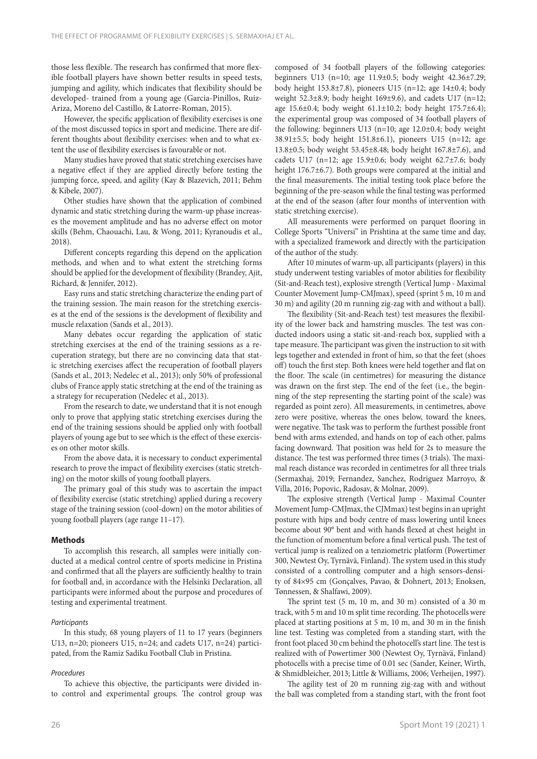those less flexible. The research has confirmed that more flexible football players have shown better results in speed tests, jumping and agility, which indicates that flexibility should be developed- trained from a young age (Garcia-Pinillos, Ruiz-Ariza, Moreno del Castillo, & Latorre-Roman, 2015).

However, the specific application of flexibility exercises is one of the most discussed topics in sport and medicine. There are different thoughts about flexibility exercises: when and to what extent the use of flexibility exercises is favourable or not.

Many studies have proved that static stretching exercises have a negative effect if they are applied directly before testing the jumping force, speed, and agility (Kay & Blazevich, 2011; Behm & Kibele, 2007).

Other studies have shown that the application of combined dynamic and static stretching during the warm-up phase increases the movement amplitude and has no adverse effect on motor skills (Behm, Chaouachi, Lau, & Wong, 2011; Kyranoudis et al., 2018).

Different concepts regarding this depend on the application methods, and when and to what extent the stretching forms should be applied for the development of flexibility (Brandey, Ajit, Richard, & Jennifer, 2012).

Easy runs and static stretching characterize the ending part of the training session. The main reason for the stretching exercises at the end of the sessions is the development of flexibility and muscle relaxation (Sands et al., 2013).

Many debates occur regarding the application of static stretching exercises at the end of the training sessions as a recuperation strategy, but there are no convincing data that static stretching exercises affect the recuperation of football players (Sands et al., 2013; Nedelec et al., 2013); only 50% of professional clubs of France apply static stretching at the end of the training as a strategy for recuperation (Nedelec et al., 2013).

From the research to date, we understand that it is not enough only to prove that applying static stretching exercises during the end of the training sessions should be applied only with football players of young age but to see which is the effect of these exercises on other motor skills.

From the above data, it is necessary to conduct experimental research to prove the impact of flexibility exercises (static stretching) on the motor skills of young football players.

The primary goal of this study was to ascertain the impact of flexibility exercise (static stretching) applied during a recovery stage of the training session (cool-down) on the motor abilities of young football players (age range 11–17).

## Methods

To accomplish this research, all samples were initially conducted at a medical control centre of sports medicine in Pristina and confirmed that all the players are sufficiently healthy to train for football and, in accordance with the Helsinki Declaration, all participants were informed about the purpose and procedures of testing and experimental treatment.

### *Participants*

In this study, 68 young players of 11 to 17 years (beginners U13, n=20; pioneers U15, n=24; and cadets U17, n=24) participated, from the Ramiz Sadiku Football Club in Pristina.

### *Procedures*

To achieve this objective, the participants were divided into control and experimental groups. The control group was composed of 34 football players of the following categories: beginners U13 (n=10; age 11.9±0.5; body weight 42.36±7.29; body height 153.8±7.8), pioneers U15 (n=12; age 14±0.4; body weight 52.3±8.9; body height 169±9.6), and cadets U17 (n=12; age 15.6±0.4; body weight 61.1±10.2; body height 175.7±6.4); the experimental group was composed of 34 football players of the following: beginners U13 (n=10; age 12.0±0.4; body weight 38.91±5.5; body height 151.8±6.1), pioneers U15 (n=12; age 13.8±0.5; body weight 53.45±8.48; body height 167.8±7.6), and cadets U17 (n=12; age 15.9±0.6; body weight 62.7±7.6; body height 176.7±6.7). Both groups were compared at the initial and the final measurements. The initial testing took place before the beginning of the pre-season while the final testing was performed at the end of the season (after four months of intervention with static stretching exercise).

All measurements were performed on parquet flooring in College Sports "Universi" in Prishtina at the same time and day, with a specialized framework and directly with the participation of the author of the study.

After 10 minutes of warm-up, all participants (players) in this study underwent testing variables of motor abilities for flexibility (Sit-and-Reach test), explosive strength (Vertical Jump - Maximal Counter Movement Jump-CMJmax), speed (sprint 5 m, 10 m and 30 m) and agility (20 m running zig-zag with and without a ball).

The flexibility (Sit-and-Reach test) test measures the flexibility of the lower back and hamstring muscles. The test was conducted indoors using a static sit-and-reach box, supplied with a tape measure. The participant was given the instruction to sit with legs together and extended in front of him, so that the feet (shoes off) touch the first step. Both knees were held together and flat on the floor. The scale (in centimetres) for measuring the distance was drawn on the first step. The end of the feet (i.e., the beginning of the step representing the starting point of the scale) was regarded as point zero). All measurements, in centimetres, above zero were positive, whereas the ones below, toward the knees, were negative. The task was to perform the furthest possible front bend with arms extended, and hands on top of each other, palms facing downward. That position was held for 2s to measure the distance. The test was performed three times (3 trials). The maximal reach distance was recorded in centimetres for all three trials (Sermaxhaj, 2019; Fernandez, Sanchez, Rodriguez Marroyo, & Villa, 2016; Popovic, Radosav, & Molnar, 2009).

The explosive strength (Vertical Jump - Maximal Counter Movement Jump-CMJmax, the CJMmax) test begins in an upright posture with hips and body centre of mass lowering until knees become about 90° bent and with hands flexed at chest height in the function of momentum before a final vertical push. The test of vertical jump is realized on a tenziometric platform (Powertimer 300, Newtest Oy, Tyrnävä, Finland). The system used in this study consisted of a controlling computer and a high sensors-density of 84×95 cm (Gonçalves, Pavao, & Dohnert, 2013; Enoksen, Tønnessen, & Shalfawi, 2009).

The sprint test (5 m, 10 m, and 30 m) consisted of a 30 m track, with 5 m and 10 m split time recording. The photocells were placed at starting positions at 5 m, 10 m, and 30 m in the finish line test. Testing was completed from a standing start, with the front foot placed 30 cm behind the photocell's start line. The test is realized with Powertimer 300 (Newtest Oy, Tyrnävä, Finland) photocells with a precise time of 0.01 sec (Sander, Keiner, Wirth, & Shmidbleicher, 2013; Little & Williams, 2006; Verheijen, 1997).

The agility test of 20 m running zig-zag with and without the ball was completed from a standing start, with the front foot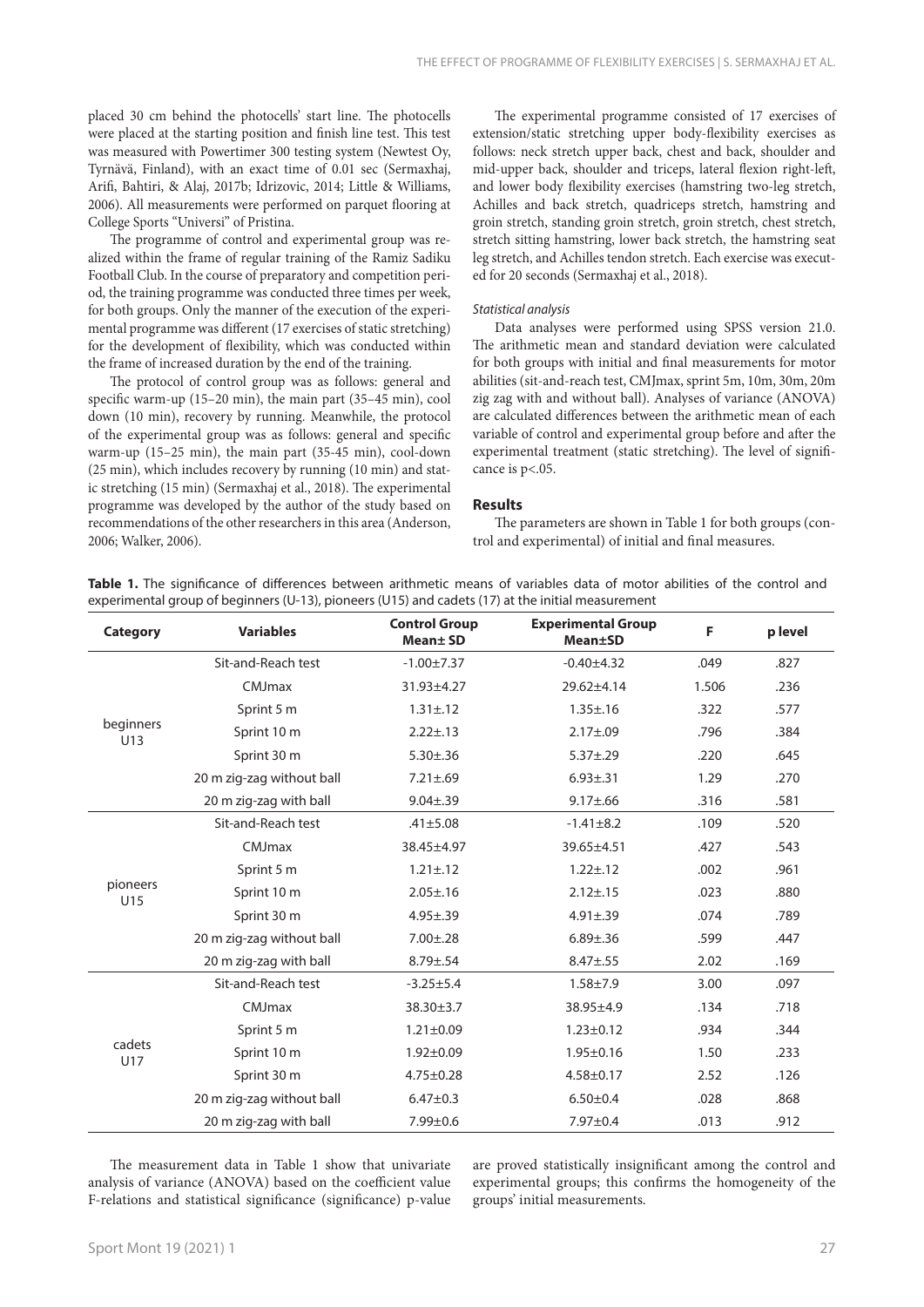placed 30 cm behind the photocells' start line. The photocells were placed at the starting position and finish line test. This test was measured with Powertimer 300 testing system (Newtest Oy, Tyrnävä, Finland), with an exact time of 0.01 sec (Sermaxhaj, Arifi, Bahtiri, & Alaj, 2017b; Idrizovic, 2014; Little & Williams, 2006). All measurements were performed on parquet flooring at College Sports "Universi" of Pristina.

The programme of control and experimental group was realized within the frame of regular training of the Ramiz Sadiku Football Club. In the course of preparatory and competition period, the training programme was conducted three times per week, for both groups. Only the manner of the execution of the experimental programme was different (17 exercises of static stretching) for the development of flexibility, which was conducted within the frame of increased duration by the end of the training.

The protocol of control group was as follows: general and specific warm-up (15–20 min), the main part (35–45 min), cool down (10 min), recovery by running. Meanwhile, the protocol of the experimental group was as follows: general and specific warm-up (15–25 min), the main part (35-45 min), cool-down (25 min), which includes recovery by running (10 min) and static stretching (15 min) (Sermaxhaj et al., 2018). The experimental programme was developed by the author of the study based on recommendations of the other researchers in this area (Anderson, 2006; Walker, 2006).

The experimental programme consisted of 17 exercises of extension/static stretching upper body-flexibility exercises as follows: neck stretch upper back, chest and back, shoulder and mid-upper back, shoulder and triceps, lateral flexion right-left, and lower body flexibility exercises (hamstring two-leg stretch, Achilles and back stretch, quadriceps stretch, hamstring and groin stretch, standing groin stretch, groin stretch, chest stretch, stretch sitting hamstring, lower back stretch, the hamstring seat leg stretch, and Achilles tendon stretch. Each exercise was executed for 20 seconds (Sermaxhaj et al., 2018).

*Statistical analysis*

Data analyses were performed using SPSS version 21.0. The arithmetic mean and standard deviation were calculated for both groups with initial and final measurements for motor abilities (sit-and-reach test, CMJmax, sprint 5m, 10m, 30m, 20m zig zag with and without ball). Analyses of variance (ANOVA) are calculated differences between the arithmetic mean of each variable of control and experimental group before and after the experimental treatment (static stretching). The level of significance is $p<.05$.

## Results

The parameters are shown in Table 1 for both groups (control and experimental) of initial and final measures.

**Table 1.** The significance of differences between arithmetic means of variables data of motor abilities of the control and experimental group of beginners (U-13), pioneers (U15) and cadets (17) at the initial measurement

| Category | Variables | Control Group Mean± SD | Experimental Group Mean±SD | F | p level |
|---|---|---|---|---|---|
| beginners U13 | Sit-and-Reach test | -1.00±7.37 | -0.40±4.32 | .049 | .827 |
| | CMJmax | 31.93±4.27 | 29.62±4.14 | 1.506 | .236 |
| | Sprint 5 m | 1.31±.12 | 1.35±.16 | .322 | .577 |
| | Sprint 10 m | 2.22±.13 | 2.17±.09 | .796 | .384 |
| | Sprint 30 m | 5.30±.36 | 5.37±.29 | .220 | .645 |
| | 20 m zig-zag without ball | 7.21±.69 | 6.93±.31 | 1.29 | .270 |
| | 20 m zig-zag with ball | 9.04±.39 | 9.17±.66 | .316 | .581 |
| pioneers U15 | Sit-and-Reach test | .41±5.08 | -1.41±8.2 | .109 | .520 |
| | CMJmax | 38.45±4.97 | 39.65±4.51 | .427 | .543 |
| | Sprint 5 m | 1.21±.12 | 1.22±.12 | .002 | .961 |
| | Sprint 10 m | 2.05±.16 | 2.12±.15 | .023 | .880 |
| | Sprint 30 m | 4.95±.39 | 4.91±.39 | .074 | .789 |
| | 20 m zig-zag without ball | 7.00±.28 | 6.89±.36 | .599 | .447 |
| | 20 m zig-zag with ball | 8.79±.54 | 8.47±.55 | 2.02 | .169 |
| cadets U17 | Sit-and-Reach test | -3.25±5.4 | 1.58±7.9 | 3.00 | .097 |
| | CMJmax | 38.30±3.7 | 38.95±4.9 | .134 | .718 |
| | Sprint 5 m | 1.21±0.09 | 1.23±0.12 | .934 | .344 |
| | Sprint 10 m | 1.92±0.09 | 1.95±0.16 | 1.50 | .233 |
| | Sprint 30 m | 4.75±0.28 | 4.58±0.17 | 2.52 | .126 |
| | 20 m zig-zag without ball | 6.47±0.3 | 6.50±0.4 | .028 | .868 |
| | 20 m zig-zag with ball | 7.99±0.6 | 7.97±0.4 | .013 | .912 |

The measurement data in Table 1 show that univariate analysis of variance (ANOVA) based on the coefficient value F-relations and statistical significance (significance) p-value are proved statistically insignificant among the control and experimental groups; this confirms the homogeneity of the groups' initial measurements.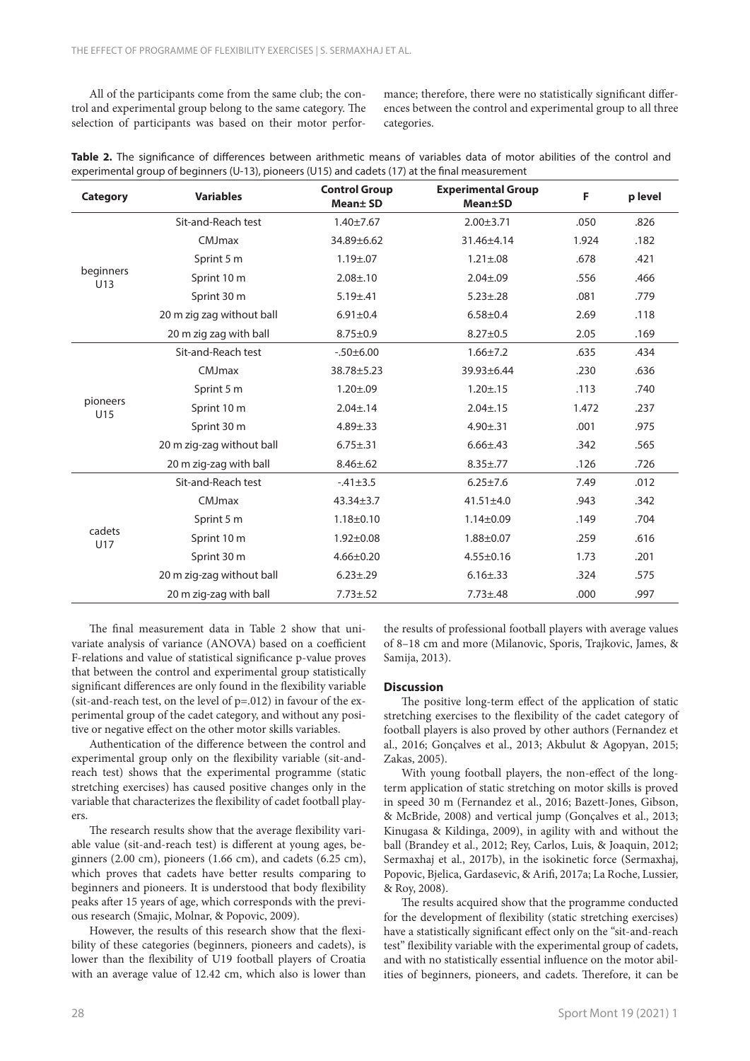All of the participants come from the same club; the control and experimental group belong to the same category. The selection of participants was based on their motor performance; therefore, there were no statistically significant differences between the control and experimental group to all three categories.

**Table 2.** The significance of differences between arithmetic means of variables data of motor abilities of the control and experimental group of beginners (U-13), pioneers (U15) and cadets (17) at the final measurement

| Category | Variables | Control Group Mean± SD | Experimental Group Mean±SD | F | p level |
|---|---|---|---|---|---|
| beginners U13 | Sit-and-Reach test | 1.40±7.67 | 2.00±3.71 | .050 | .826 |
| | CMJmax | 34.89±6.62 | 31.46±4.14 | 1.924 | .182 |
| | Sprint 5 m | 1.19±.07 | 1.21±.08 | .678 | .421 |
| | Sprint 10 m | 2.08±.10 | 2.04±.09 | .556 | .466 |
| | Sprint 30 m | 5.19±.41 | 5.23±.28 | .081 | .779 |
| | 20 m zig zag without ball | 6.91±0.4 | 6.58±0.4 | 2.69 | .118 |
| | 20 m zig zag with ball | 8.75±0.9 | 8.27±0.5 | 2.05 | .169 |
| pioneers U15 | Sit-and-Reach test | -.50±6.00 | 1.66±7.2 | .635 | .434 |
| | CMJmax | 38.78±5.23 | 39.93±6.44 | .230 | .636 |
| | Sprint 5 m | 1.20±.09 | 1.20±.15 | .113 | .740 |
| | Sprint 10 m | 2.04±.14 | 2.04±.15 | 1.472 | .237 |
| | Sprint 30 m | 4.89±.33 | 4.90±.31 | .001 | .975 |
| | 20 m zig-zag without ball | 6.75±.31 | 6.66±.43 | .342 | .565 |
| | 20 m zig-zag with ball | 8.46±.62 | 8.35±.77 | .126 | .726 |
| cadets U17 | Sit-and-Reach test | -.41±3.5 | 6.25±7.6 | 7.49 | .012 |
| | CMJmax | 43.34±3.7 | 41.51±4.0 | .943 | .342 |
| | Sprint 5 m | 1.18±0.10 | 1.14±0.09 | .149 | .704 |
| | Sprint 10 m | 1.92±0.08 | 1.88±0.07 | .259 | .616 |
| | Sprint 30 m | 4.66±0.20 | 4.55±0.16 | 1.73 | .201 |
| | 20 m zig-zag without ball | 6.23±.29 | 6.16±.33 | .324 | .575 |
| | 20 m zig-zag with ball | 7.73±.52 | 7.73±.48 | .000 | .997 |

The final measurement data in Table 2 show that univariate analysis of variance (ANOVA) based on a coefficient F-relations and value of statistical significance p-value proves that between the control and experimental group statistically significant differences are only found in the flexibility variable (sit-and-reach test, on the level of p=.012) in favour of the experimental group of the cadet category, and without any positive or negative effect on the other motor skills variables.

Authentication of the difference between the control and experimental group only on the flexibility variable (sit-and-reach test) shows that the experimental programme (static stretching exercises) has caused positive changes only in the variable that characterizes the flexibility of cadet football players.

The research results show that the average flexibility variable value (sit-and-reach test) is different at young ages, beginners (2.00 cm), pioneers (1.66 cm), and cadets (6.25 cm), which proves that cadets have better results comparing to beginners and pioneers. It is understood that body flexibility peaks after 15 years of age, which corresponds with the previous research (Smajic, Molnar, & Popovic, 2009).

However, the results of this research show that the flexibility of these categories (beginners, pioneers and cadets), is lower than the flexibility of U19 football players of Croatia with an average value of 12.42 cm, which also is lower than the results of professional football players with average values of 8–18 cm and more (Milanovic, Sporis, Trajkovic, James, & Samija, 2013).

### Discussion

The positive long-term effect of the application of static stretching exercises to the flexibility of the cadet category of football players is also proved by other authors (Fernandez et al., 2016; Gonçalves et al., 2013; Akbulut & Agopyan, 2015; Zakas, 2005).

With young football players, the non-effect of the long-term application of static stretching on motor skills is proved in speed 30 m (Fernandez et al., 2016; Bazett-Jones, Gibson, & McBride, 2008) and vertical jump (Gonçalves et al., 2013; Kinugasa & Kildinga, 2009), in agility with and without the ball (Brandey et al., 2012; Rey, Carlos, Luis, & Joaquin, 2012; Sermaxhaj et al., 2017b), in the isokinetic force (Sermaxhaj, Popovic, Bjelica, Gardasevic, & Arifi, 2017a; La Roche, Lussier, & Roy, 2008).

The results acquired show that the programme conducted for the development of flexibility (static stretching exercises) have a statistically significant effect only on the "sit-and-reach test" flexibility variable with the experimental group of cadets, and with no statistically essential influence on the motor abilities of beginners, pioneers, and cadets. Therefore, it can be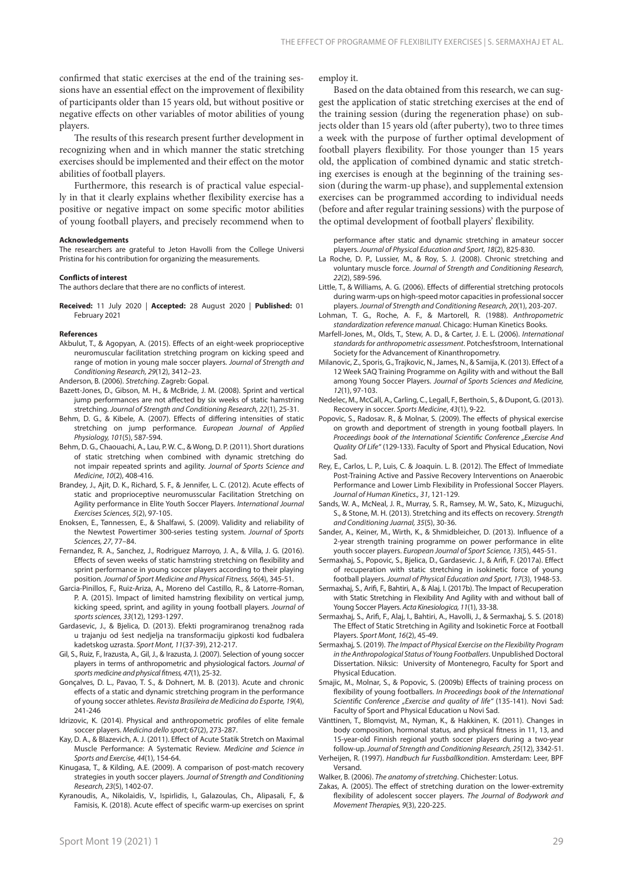confirmed that static exercises at the end of the training sessions have an essential effect on the improvement of flexibility of participants older than 15 years old, but without positive or negative effects on other variables of motor abilities of young players.

The results of this research present further development in recognizing when and in which manner the static stretching exercises should be implemented and their effect on the motor abilities of football players.

Furthermore, this research is of practical value especially in that it clearly explains whether flexibility exercise has a positive or negative impact on some specific motor abilities of young football players, and precisely recommend when to employ it.

Based on the data obtained from this research, we can suggest the application of static stretching exercises at the end of the training session (during the regeneration phase) on subjects older than 15 years old (after puberty), two to three times a week with the purpose of further optimal development of football players flexibility. For those younger than 15 years old, the application of combined dynamic and static stretching exercises is enough at the beginning of the training session (during the warm-up phase), and supplemental extension exercises can be programmed according to individual needs (before and after regular training sessions) with the purpose of the optimal development of football players' flexibility.

#### Acknowledgements

The researchers are grateful to Jeton Havolli from the College Universi Pristina for his contribution for organizing the measurements.

#### Conflicts of interest

The authors declare that there are no conflicts of interest.

**Received:** 11 July 2020 | **Accepted:** 28 August 2020 | **Published:** 01 February 2021

#### References

Akbulut, T., & Agopyan, A. (2015). Effects of an eight-week proprioceptive neuromuscular facilitation stretching program on kicking speed and range of motion in young male soccer players. *Journal of Strength and Conditioning Research, 29*(12), 3412–23.

Anderson, B. (2006). *Stretching*. Zagreb: Gopal.

Bazett-Jones, D., Gibson, M. H., & McBride, J. M. (2008). Sprint and vertical jump performances are not affected by six weeks of static hamstring stretching. *Journal of Strength and Conditioning Research, 22*(1), 25-31.

Behm, D. G., & Kibele, A. (2007). Effects of differing intensities of static stretching on jump performance. *European Journal of Applied Physiology, 101*(5), 587-594.

Behm, D. G., Chaouachi, A., Lau, P. W. C., & Wong, D. P. (2011). Short durations of static stretching when combined with dynamic stretching do not impair repeated sprints and agility. *Journal of Sports Science and Medicine*, *10*(2), 408-416.

Brandey, J., Ajit, D. K., Richard, S. F., & Jennifer, L. C. (2012). Acute effects of static and proprioceptive neuromuscular Facilitation Stretching on Agility performance in Elite Youth Soccer Players. *International Journal Exercises Sciences, 5*(2), 97-105.

Enoksen, E., Tønnessen, E., & Shalfawi, S. (2009). Validity and reliability of the Newtest Powertimer 300-series testing system. *Journal of Sports Sciences, 27*, 77–84.

Fernandez, R. A., Sanchez, J., Rodriguez Marroyo, J. A., & Villa, J. G. (2016). Effects of seven weeks of static hamstring stretching on flexibility and sprint performance in young soccer players according to their playing position. *Journal of Sport Medicine and Physical Fitness, 56*(4), 345-51.

Garcia-Pinillos, F., Ruiz-Ariza, A., Moreno del Castillo, R., & Latorre-Roman, P. A. (2015). Impact of limited hamstring flexibility on vertical jump, kicking speed, sprint, and agility in young football players. *Journal of sports sciences, 33*(12), 1293-1297.

Gardasevic, J., & Bjelica, D. (2013). Efekti programiranog trenažnog rada u trajanju od šest nedjelja na transformaciju gipkosti kod fudbalera kadetskog uzrasta. *Sport Mont, 11*(37-39), 212-217.

Gil, S., Ruiz, F., Irazusta, A., Gil, J., & Irazusta, J. (2007). Selection of young soccer players in terms of anthropometric and physiological factors. *Journal of sports medicine and physical fitness, 47*(1), 25-32.

Gonçalves, D. L., Pavao, T. S., & Dohnert, M. B. (2013). Acute and chronic effects of a static and dynamic stretching program in the performance of young soccer athletes. *Revista Brasileira de Medicina do Esporte, 19*(4), 241-246

Idrizovic, K. (2014). Physical and anthropometric profiles of elite female soccer players. *Medicina dello sport;* 67(2), 273-287.

Kay, D. A., & Blazevich, A. J. (2011). Effect of Acute Statik Stretch on Maximal Muscle Performance: A Systematic Review. *Medicine and Science in Sports and Exercise, 44*(1), 154-64.

Kinugasa, T., & Kilding, A.E. (2009). A comparison of post-match recovery strategies in youth soccer players. *Journal of Strength and Conditioning Research, 23*(5), 1402-07.

Kyranoudis, A., Nikolaidis, V., Ispirlidis, I., Galazoulas, Ch., Alipasali, F., & Famisis, K. (2018). Acute effect of specific warm-up exercises on sprint performance after static and dynamic stretching in amateur soccer players. *Journal of Physical Education and Sport, 18*(2), 825-830.

La Roche, D. P., Lussier, M., & Roy, S. J. (2008). Chronic stretching and voluntary muscle force. *Journal of Strength and Conditioning Research, 22*(2), 589-596.

Little, T., & Williams, A. G. (2006). Effects of differential stretching protocols during warm-ups on high-speed motor capacities in professional soccer players. *Journal of Strength and Conditioning Research, 20*(1), 203-207.

Lohman, T. G., Roche, A. F., & Martorell, R. (1988). *Anthropometric standardization reference manual.* Chicago: Human Kinetics Books.

Marfell-Jones, M., Olds, T., Stew, A. D., & Carter, J. E. L. (2006). *International standards for anthropometric assessment*. Potchesfstroom, International Society for the Advancement of Kinanthropometry.

Milanovic, Z., Sporis, G., Trajkovic, N., James, N., & Samija, K. (2013). Effect of a 12 Week SAQ Training Programme on Agility with and without the Ball among Young Soccer Players. *Journal of Sports Sciences and Medicine, 12*(1), 97-103.

Nedelec, M., McCall, A., Carling, C., Legall, F., Berthoin, S., & Dupont, G. (2013). Recovery in soccer. *Sports Medicine*, *43*(1), 9-22.

Popovic, S., Radosav. R., & Molnar, S. (2009). The effects of physical exercise on growth and deportment of strength in young football players. In *Proceedings book of the International Scientific Conference „Exercise And Quality Of Life"* (129-133). Faculty of Sport and Physical Education, Novi Sad.

Rey, E., Carlos, L. P., Luis, C. & Joaquin. L. B. (2012). The Effect of Immediate Post-Training Active and Passive Recovery Interventions on Anaerobic Performance and Lower Limb Flexibility in Professional Soccer Players. *Journal of Human Kinetics., 31*, 121-129.

Sands, W. A., McNeal, J. R., Murray, S. R., Ramsey, M. W., Sato, K., Mizuguchi, S., & Stone, M. H. (2013). Stretching and its effects on recovery. *Strength and Conditioning Juarnal, 35*(5), 30-36.

Sander, A., Keiner, M., Wirth, K., & Shmidbleicher, D. (2013). Influence of a 2-year strength training programme on power performance in elite youth soccer players. *European Journal of Sport Science, 13*(5), 445-51.

Sermaxhaj, S., Popovic, S., Bjelica, D., Gardasevic. J., & Arifi, F. (2017a). Effect of recuperation with static stretching in isokinetic force of young football players. *Journal of Physical Education and Sport, 17*(3), 1948-53.

Sermaxhaj, S., Arifi, F., Bahtiri, A., & Alaj, I. (2017b). The Impact of Recuperation with Static Stretching in Flexibility And Agility with and without ball of Young Soccer Players. *Acta Kinesiologica, 11*(1), 33-38.

Sermaxhaj, S., Arifi, F., Alaj, I., Bahtiri, A., Havolli, J., & Sermaxhaj, S. S. (2018) The Effect of Static Stretching in Agility and Isokinetic Force at Football Players. *Sport Mont, 16*(2), 45-49.

Sermaxhaj, S. (2019). *The Impact of Physical Exercise on the Flexibility Program in the Anthropological Status of Young Footballers*. Unpublished Doctoral Dissertation. Niksic: University of Montenegro, Faculty for Sport and Physical Education.

Smajic, M., Molnar, S., & Popovic, S. (2009b) Effects of training process on flexibility of young footballers. *In Proceedings book of the International Scientific Conference „Exercise and quality of life"* (135-141). Novi Sad: Faculty of Sport and Physical Education u Novi Sad.

Vänttinen, T., Blomqvist, M., Nyman, K., & Hakkinen, K. (2011). Changes in body composition, hormonal status, and physical fitness in 11, 13, and 15-year-old Finnish regional youth soccer players during a two-year follow-up. *Journal of Strength and Conditioning Research, 25*(12), 3342-51.

Verheijen, R. (1997). *Handbuch fur Fussballkondition*. Amsterdam: Leer, BPF Versand.

Walker, B. (2006). *The anatomy of stretching*. Chichester: Lotus.

Zakas, A. (2005). The effect of stretching duration on the lower-extremity flexibility of adolescent soccer players. *The Journal of Bodywork and Movement Therapies, 9*(3), 220-225.